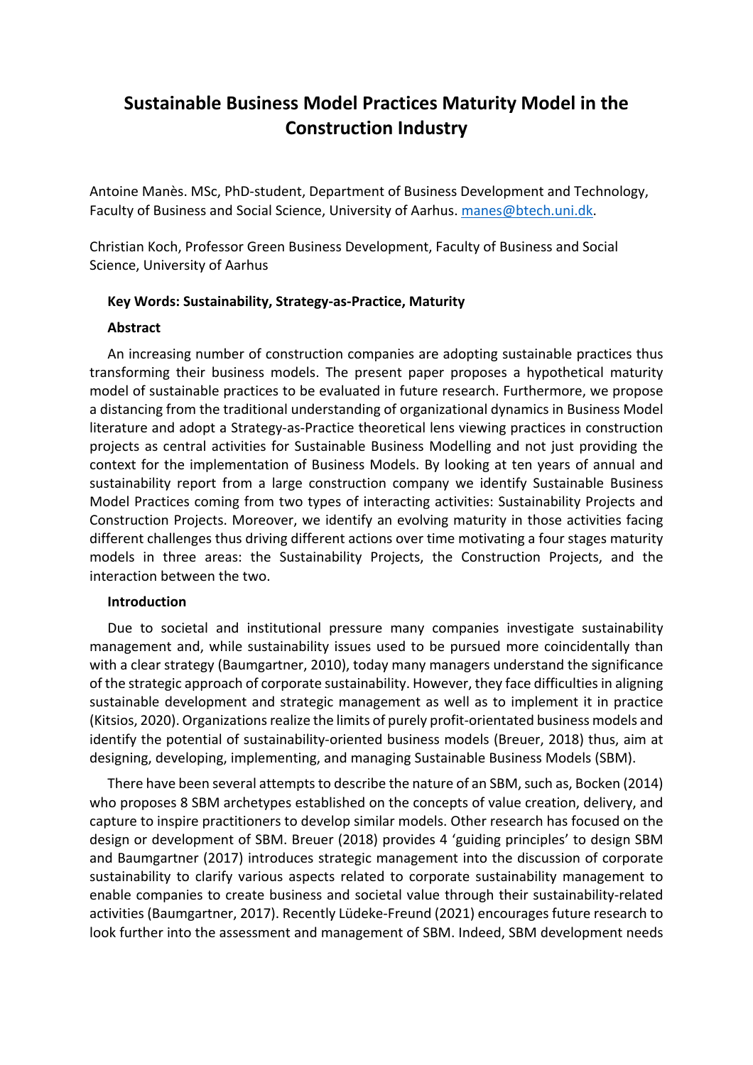# Sustainable Business Model Practices Maturity Model in the Construction Industry

Antoine Manès. MSc, PhD-student, Department of Business Development and Technology, Faculty of Business and Social Science, University of Aarhus. manes@btech.uni.dk.

Christian Koch, Professor Green Business Development, Faculty of Business and Social Science, University of Aarhus

**Key Words: Sustainability, Strategy-as-Practice, Maturity**

**Abstract**

An increasing number of construction companies are adopting sustainable practices thus transforming their business models. The present paper proposes a hypothetical maturity model of sustainable practices to be evaluated in future research. Furthermore, we propose a distancing from the traditional understanding of organizational dynamics in Business Model literature and adopt a Strategy-as-Practice theoretical lens viewing practices in construction projects as central activities for Sustainable Business Modelling and not just providing the context for the implementation of Business Models. By looking at ten years of annual and sustainability report from a large construction company we identify Sustainable Business Model Practices coming from two types of interacting activities: Sustainability Projects and Construction Projects. Moreover, we identify an evolving maturity in those activities facing different challenges thus driving different actions over time motivating a four stages maturity models in three areas: the Sustainability Projects, the Construction Projects, and the interaction between the two.

**Introduction**

Due to societal and institutional pressure many companies investigate sustainability management and, while sustainability issues used to be pursued more coincidentally than with a clear strategy (Baumgartner, 2010), today many managers understand the significance of the strategic approach of corporate sustainability. However, they face difficulties in aligning sustainable development and strategic management as well as to implement it in practice (Kitsios, 2020). Organizations realize the limits of purely profit-orientated business models and identify the potential of sustainability-oriented business models (Breuer, 2018) thus, aim at designing, developing, implementing, and managing Sustainable Business Models (SBM).

There have been several attempts to describe the nature of an SBM, such as, Bocken (2014) who proposes 8 SBM archetypes established on the concepts of value creation, delivery, and capture to inspire practitioners to develop similar models. Other research has focused on the design or development of SBM. Breuer (2018) provides 4 'guiding principles' to design SBM and Baumgartner (2017) introduces strategic management into the discussion of corporate sustainability to clarify various aspects related to corporate sustainability management to enable companies to create business and societal value through their sustainability-related activities (Baumgartner, 2017). Recently Lüdeke-Freund (2021) encourages future research to look further into the assessment and management of SBM. Indeed, SBM development needs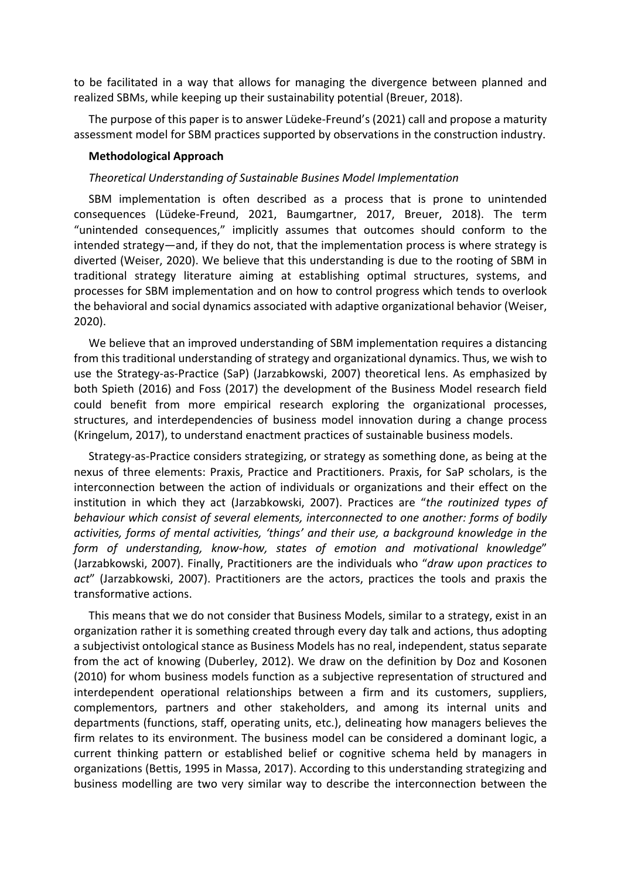to be facilitated in a way that allows for managing the divergence between planned and realized SBMs, while keeping up their sustainability potential (Breuer, 2018).

The purpose of this paper is to answer Lüdeke-Freund's (2021) call and propose a maturity assessment model for SBM practices supported by observations in the construction industry.

**Methodological Approach**

*Theoretical Understanding of Sustainable Busines Model Implementation*

SBM implementation is often described as a process that is prone to unintended consequences (Lüdeke-Freund, 2021, Baumgartner, 2017, Breuer, 2018). The term "unintended consequences," implicitly assumes that outcomes should conform to the intended strategy—and, if they do not, that the implementation process is where strategy is diverted (Weiser, 2020). We believe that this understanding is due to the rooting of SBM in traditional strategy literature aiming at establishing optimal structures, systems, and processes for SBM implementation and on how to control progress which tends to overlook the behavioral and social dynamics associated with adaptive organizational behavior (Weiser, 2020).

We believe that an improved understanding of SBM implementation requires a distancing from this traditional understanding of strategy and organizational dynamics. Thus, we wish to use the Strategy-as-Practice (SaP) (Jarzabkowski, 2007) theoretical lens. As emphasized by both Spieth (2016) and Foss (2017) the development of the Business Model research field could benefit from more empirical research exploring the organizational processes, structures, and interdependencies of business model innovation during a change process (Kringelum, 2017), to understand enactment practices of sustainable business models.

Strategy-as-Practice considers strategizing, or strategy as something done, as being at the nexus of three elements: Praxis, Practice and Practitioners. Praxis, for SaP scholars, is the interconnection between the action of individuals or organizations and their effect on the institution in which they act (Jarzabkowski, 2007). Practices are "*the routinized types of behaviour which consist of several elements, interconnected to one another: forms of bodily activities, forms of mental activities, 'things' and their use, a background knowledge in the form of understanding, know-how, states of emotion and motivational knowledge*" (Jarzabkowski, 2007). Finally, Practitioners are the individuals who "*draw upon practices to act*" (Jarzabkowski, 2007). Practitioners are the actors, practices the tools and praxis the transformative actions.

This means that we do not consider that Business Models, similar to a strategy, exist in an organization rather it is something created through every day talk and actions, thus adopting a subjectivist ontological stance as Business Models has no real, independent, status separate from the act of knowing (Duberley, 2012). We draw on the definition by Doz and Kosonen (2010) for whom business models function as a subjective representation of structured and interdependent operational relationships between a firm and its customers, suppliers, complementors, partners and other stakeholders, and among its internal units and departments (functions, staff, operating units, etc.), delineating how managers believes the firm relates to its environment. The business model can be considered a dominant logic, a current thinking pattern or established belief or cognitive schema held by managers in organizations (Bettis, 1995 in Massa, 2017). According to this understanding strategizing and business modelling are two very similar way to describe the interconnection between the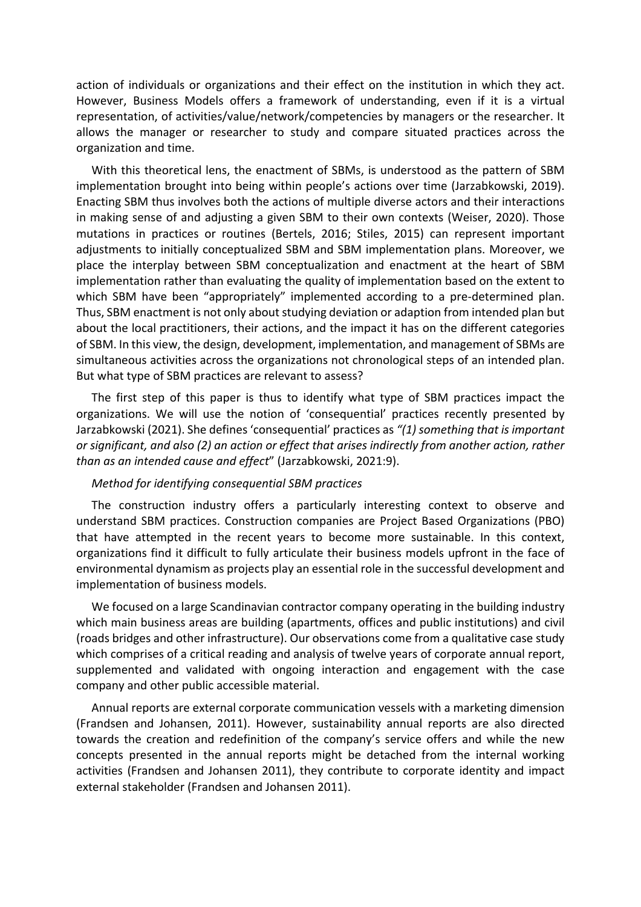action of individuals or organizations and their effect on the institution in which they act. However, Business Models offers a framework of understanding, even if it is a virtual representation, of activities/value/network/competencies by managers or the researcher. It allows the manager or researcher to study and compare situated practices across the organization and time.

With this theoretical lens, the enactment of SBMs, is understood as the pattern of SBM implementation brought into being within people's actions over time (Jarzabkowski, 2019). Enacting SBM thus involves both the actions of multiple diverse actors and their interactions in making sense of and adjusting a given SBM to their own contexts (Weiser, 2020). Those mutations in practices or routines (Bertels, 2016; Stiles, 2015) can represent important adjustments to initially conceptualized SBM and SBM implementation plans. Moreover, we place the interplay between SBM conceptualization and enactment at the heart of SBM implementation rather than evaluating the quality of implementation based on the extent to which SBM have been "appropriately" implemented according to a pre-determined plan. Thus, SBM enactment is not only about studying deviation or adaption from intended plan but about the local practitioners, their actions, and the impact it has on the different categories of SBM. In this view, the design, development, implementation, and management of SBMs are simultaneous activities across the organizations not chronological steps of an intended plan. But what type of SBM practices are relevant to assess?

The first step of this paper is thus to identify what type of SBM practices impact the organizations. We will use the notion of 'consequential' practices recently presented by Jarzabkowski (2021). She defines 'consequential' practices as *"(1) something that is important or significant, and also (2) an action or effect that arises indirectly from another action, rather than as an intended cause and effect*" (Jarzabkowski, 2021:9).

*Method for identifying consequential SBM practices*

The construction industry offers a particularly interesting context to observe and understand SBM practices. Construction companies are Project Based Organizations (PBO) that have attempted in the recent years to become more sustainable. In this context, organizations find it difficult to fully articulate their business models upfront in the face of environmental dynamism as projects play an essential role in the successful development and implementation of business models.

We focused on a large Scandinavian contractor company operating in the building industry which main business areas are building (apartments, offices and public institutions) and civil (roads bridges and other infrastructure). Our observations come from a qualitative case study which comprises of a critical reading and analysis of twelve years of corporate annual report, supplemented and validated with ongoing interaction and engagement with the case company and other public accessible material.

Annual reports are external corporate communication vessels with a marketing dimension (Frandsen and Johansen, 2011). However, sustainability annual reports are also directed towards the creation and redefinition of the company's service offers and while the new concepts presented in the annual reports might be detached from the internal working activities (Frandsen and Johansen 2011), they contribute to corporate identity and impact external stakeholder (Frandsen and Johansen 2011).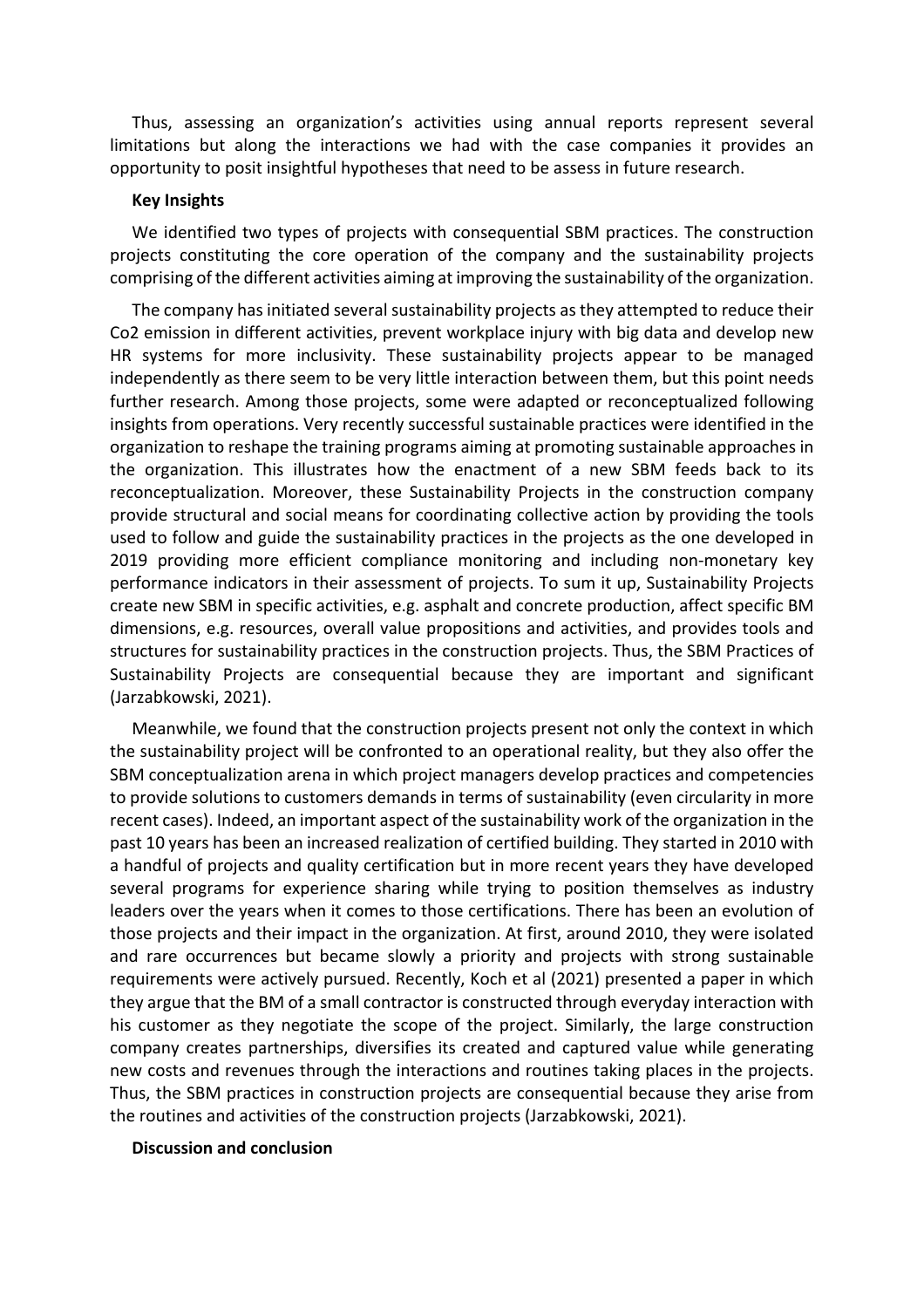Thus, assessing an organization's activities using annual reports represent several limitations but along the interactions we had with the case companies it provides an opportunity to posit insightful hypotheses that need to be assess in future research.

**Key Insights**

We identified two types of projects with consequential SBM practices. The construction projects constituting the core operation of the company and the sustainability projects comprising of the different activities aiming at improving the sustainability of the organization.

The company has initiated several sustainability projects as they attempted to reduce their Co2 emission in different activities, prevent workplace injury with big data and develop new HR systems for more inclusivity. These sustainability projects appear to be managed independently as there seem to be very little interaction between them, but this point needs further research. Among those projects, some were adapted or reconceptualized following insights from operations. Very recently successful sustainable practices were identified in the organization to reshape the training programs aiming at promoting sustainable approaches in the organization. This illustrates how the enactment of a new SBM feeds back to its reconceptualization. Moreover, these Sustainability Projects in the construction company provide structural and social means for coordinating collective action by providing the tools used to follow and guide the sustainability practices in the projects as the one developed in 2019 providing more efficient compliance monitoring and including non-monetary key performance indicators in their assessment of projects. To sum it up, Sustainability Projects create new SBM in specific activities, e.g. asphalt and concrete production, affect specific BM dimensions, e.g. resources, overall value propositions and activities, and provides tools and structures for sustainability practices in the construction projects. Thus, the SBM Practices of Sustainability Projects are consequential because they are important and significant (Jarzabkowski, 2021).

Meanwhile, we found that the construction projects present not only the context in which the sustainability project will be confronted to an operational reality, but they also offer the SBM conceptualization arena in which project managers develop practices and competencies to provide solutions to customers demands in terms of sustainability (even circularity in more recent cases). Indeed, an important aspect of the sustainability work of the organization in the past 10 years has been an increased realization of certified building. They started in 2010 with a handful of projects and quality certification but in more recent years they have developed several programs for experience sharing while trying to position themselves as industry leaders over the years when it comes to those certifications. There has been an evolution of those projects and their impact in the organization. At first, around 2010, they were isolated and rare occurrences but became slowly a priority and projects with strong sustainable requirements were actively pursued. Recently, Koch et al (2021) presented a paper in which they argue that the BM of a small contractor is constructed through everyday interaction with his customer as they negotiate the scope of the project. Similarly, the large construction company creates partnerships, diversifies its created and captured value while generating new costs and revenues through the interactions and routines taking places in the projects. Thus, the SBM practices in construction projects are consequential because they arise from the routines and activities of the construction projects (Jarzabkowski, 2021).

**Discussion and conclusion**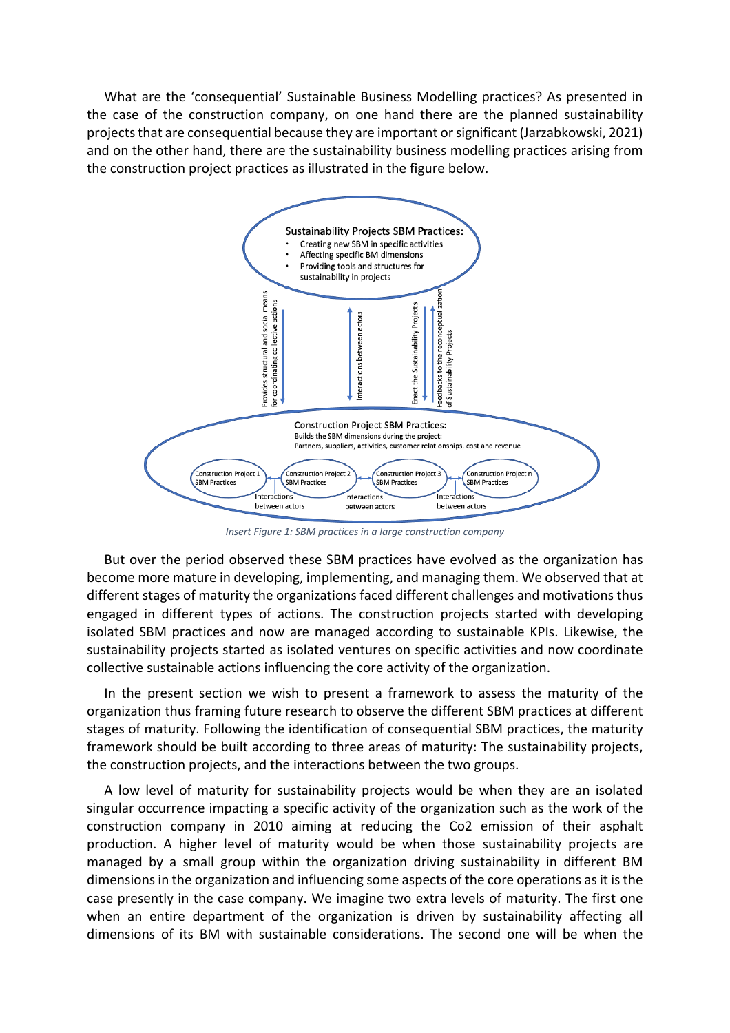What are the 'consequential' Sustainable Business Modelling practices? As presented in the case of the construction company, on one hand there are the planned sustainability projects that are consequential because they are important or significant (Jarzabkowski, 2021) and on the other hand, there are the sustainability business modelling practices arising from the construction project practices as illustrated in the figure below.

Sustainability Projects SBM Practices:
- Creating new SBM in specific activities
- Affecting specific BM dimensions
- Providing tools and structures for sustainability in projects

Provides structural and social means for coordinating collective actions

Interactions between actors

Enact the Sustainability Projects

Feedbacks to the reconceptualization of Sustainability Projects

Construction Project SBM Practices:
Builds the SBM dimensions during the project:
Partners, suppliers, activities, customer relationships, cost and revenue

Construction Project 1 SBM Practices — Construction Project 2 SBM Practices — Construction Project 3 SBM Practices — Construction Project n SBM Practices

Interactions between actors — Interactions between actors — Interactions between actors

*Insert Figure 1: SBM practices in a large construction company*

But over the period observed these SBM practices have evolved as the organization has become more mature in developing, implementing, and managing them. We observed that at different stages of maturity the organizations faced different challenges and motivations thus engaged in different types of actions. The construction projects started with developing isolated SBM practices and now are managed according to sustainable KPIs. Likewise, the sustainability projects started as isolated ventures on specific activities and now coordinate collective sustainable actions influencing the core activity of the organization.

In the present section we wish to present a framework to assess the maturity of the organization thus framing future research to observe the different SBM practices at different stages of maturity. Following the identification of consequential SBM practices, the maturity framework should be built according to three areas of maturity: The sustainability projects, the construction projects, and the interactions between the two groups.

A low level of maturity for sustainability projects would be when they are an isolated singular occurrence impacting a specific activity of the organization such as the work of the construction company in 2010 aiming at reducing the Co2 emission of their asphalt production. A higher level of maturity would be when those sustainability projects are managed by a small group within the organization driving sustainability in different BM dimensions in the organization and influencing some aspects of the core operations as it is the case presently in the case company. We imagine two extra levels of maturity. The first one when an entire department of the organization is driven by sustainability affecting all dimensions of its BM with sustainable considerations. The second one will be when the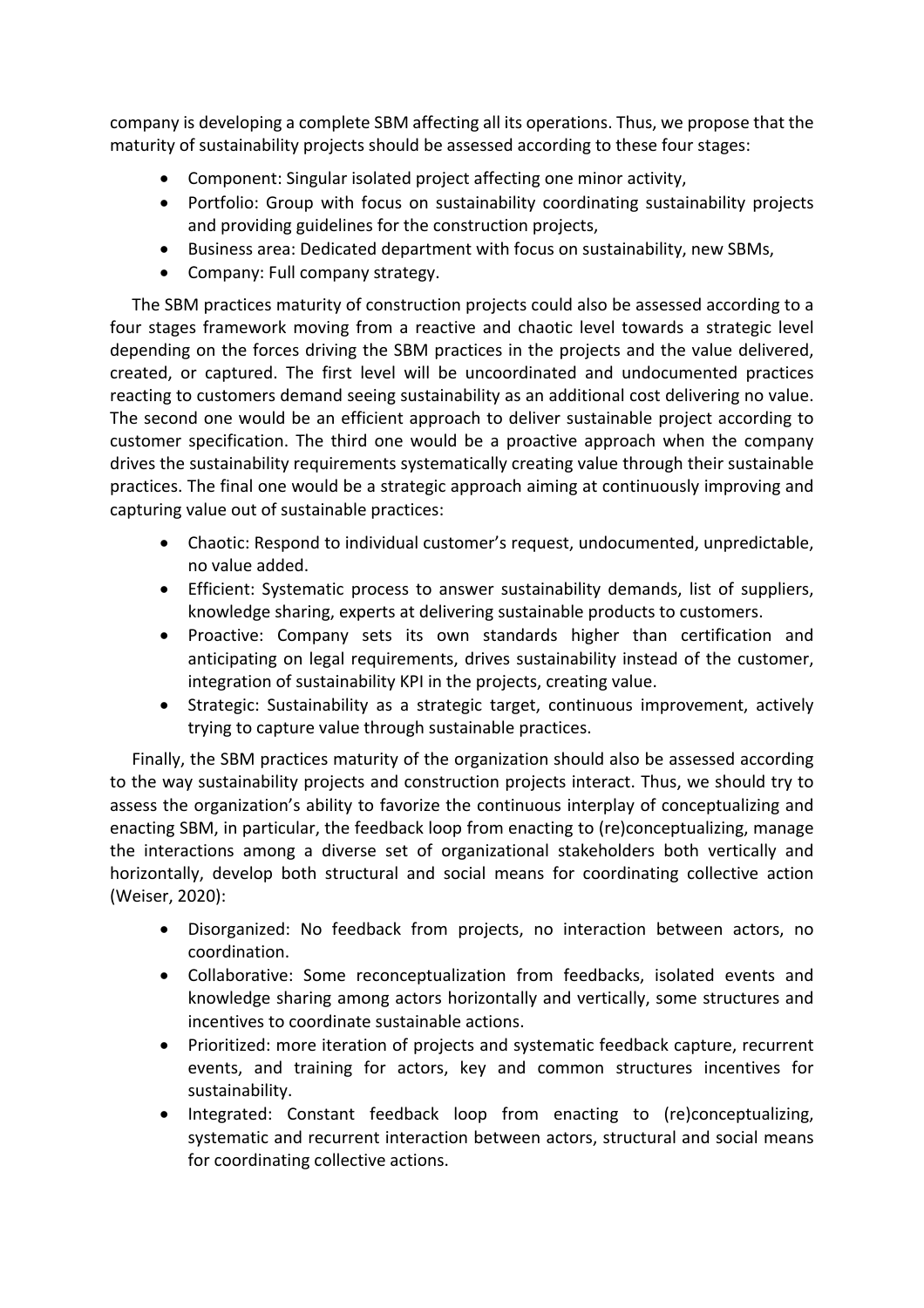company is developing a complete SBM affecting all its operations. Thus, we propose that the maturity of sustainability projects should be assessed according to these four stages:

- Component: Singular isolated project affecting one minor activity,
- Portfolio: Group with focus on sustainability coordinating sustainability projects and providing guidelines for the construction projects,
- Business area: Dedicated department with focus on sustainability, new SBMs,
- Company: Full company strategy.

The SBM practices maturity of construction projects could also be assessed according to a four stages framework moving from a reactive and chaotic level towards a strategic level depending on the forces driving the SBM practices in the projects and the value delivered, created, or captured. The first level will be uncoordinated and undocumented practices reacting to customers demand seeing sustainability as an additional cost delivering no value. The second one would be an efficient approach to deliver sustainable project according to customer specification. The third one would be a proactive approach when the company drives the sustainability requirements systematically creating value through their sustainable practices. The final one would be a strategic approach aiming at continuously improving and capturing value out of sustainable practices:

- Chaotic: Respond to individual customer's request, undocumented, unpredictable, no value added.
- Efficient: Systematic process to answer sustainability demands, list of suppliers, knowledge sharing, experts at delivering sustainable products to customers.
- Proactive: Company sets its own standards higher than certification and anticipating on legal requirements, drives sustainability instead of the customer, integration of sustainability KPI in the projects, creating value.
- Strategic: Sustainability as a strategic target, continuous improvement, actively trying to capture value through sustainable practices.

Finally, the SBM practices maturity of the organization should also be assessed according to the way sustainability projects and construction projects interact. Thus, we should try to assess the organization's ability to favorize the continuous interplay of conceptualizing and enacting SBM, in particular, the feedback loop from enacting to (re)conceptualizing, manage the interactions among a diverse set of organizational stakeholders both vertically and horizontally, develop both structural and social means for coordinating collective action (Weiser, 2020):

- Disorganized: No feedback from projects, no interaction between actors, no coordination.
- Collaborative: Some reconceptualization from feedbacks, isolated events and knowledge sharing among actors horizontally and vertically, some structures and incentives to coordinate sustainable actions.
- Prioritized: more iteration of projects and systematic feedback capture, recurrent events, and training for actors, key and common structures incentives for sustainability.
- Integrated: Constant feedback loop from enacting to (re)conceptualizing, systematic and recurrent interaction between actors, structural and social means for coordinating collective actions.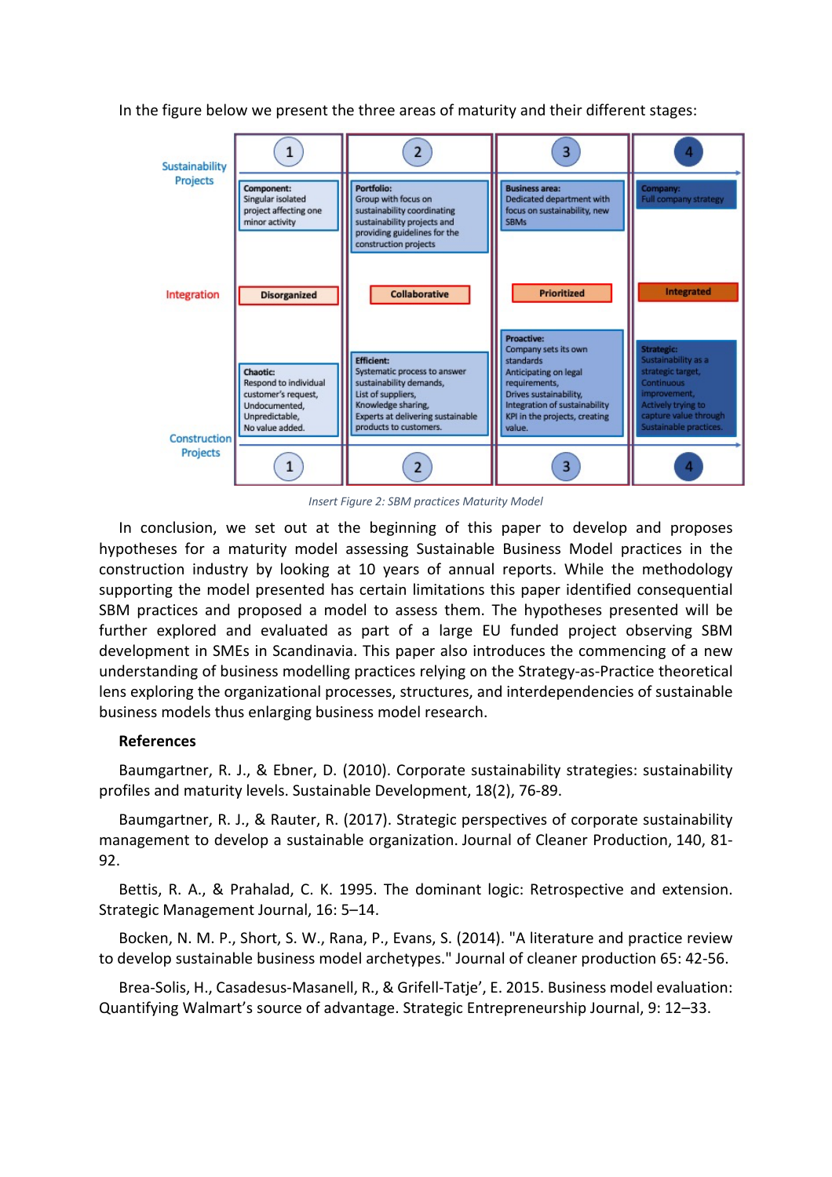In the figure below we present the three areas of maturity and their different stages:

| | 1 | 2 | 3 | 4 |
|---|---|---|---|---|
| Sustainability Projects | **Component:** Singular isolated project affecting one minor activity | **Portfolio:** Group with focus on sustainability coordinating sustainability projects and providing guidelines for the construction projects | **Business area:** Dedicated department with focus on sustainability, new SBMs | **Company:** Full company strategy |
| Integration | Disorganized | Collaborative | Prioritized | Integrated |
| Construction Projects | **Chaotic:** Respond to individual customer's request, Undocumented, Unpredictable, No value added. | **Efficient:** Systematic process to answer sustainability demands, List of suppliers, Knowledge sharing, Experts at delivering sustainable products to customers. | **Proactive:** Company sets its own standards Anticipating on legal requirements, Drives sustainability, Integration of sustainability KPI in the projects, creating value. | **Strategic:** Sustainability as a strategic target, Continuous improvement, Actively trying to capture value through Sustainable practices. |

*Insert Figure 2: SBM practices Maturity Model*

In conclusion, we set out at the beginning of this paper to develop and proposes hypotheses for a maturity model assessing Sustainable Business Model practices in the construction industry by looking at 10 years of annual reports. While the methodology supporting the model presented has certain limitations this paper identified consequential SBM practices and proposed a model to assess them. The hypotheses presented will be further explored and evaluated as part of a large EU funded project observing SBM development in SMEs in Scandinavia. This paper also introduces the commencing of a new understanding of business modelling practices relying on the Strategy-as-Practice theoretical lens exploring the organizational processes, structures, and interdependencies of sustainable business models thus enlarging business model research.

**References**

Baumgartner, R. J., & Ebner, D. (2010). Corporate sustainability strategies: sustainability profiles and maturity levels. Sustainable Development, 18(2), 76-89.

Baumgartner, R. J., & Rauter, R. (2017). Strategic perspectives of corporate sustainability management to develop a sustainable organization. Journal of Cleaner Production, 140, 81-92.

Bettis, R. A., & Prahalad, C. K. 1995. The dominant logic: Retrospective and extension. Strategic Management Journal, 16: 5–14.

Bocken, N. M. P., Short, S. W., Rana, P., Evans, S. (2014). "A literature and practice review to develop sustainable business model archetypes." Journal of cleaner production 65: 42-56.

Brea-Solis, H., Casadesus-Masanell, R., & Grifell-Tatje', E. 2015. Business model evaluation: Quantifying Walmart's source of advantage. Strategic Entrepreneurship Journal, 9: 12–33.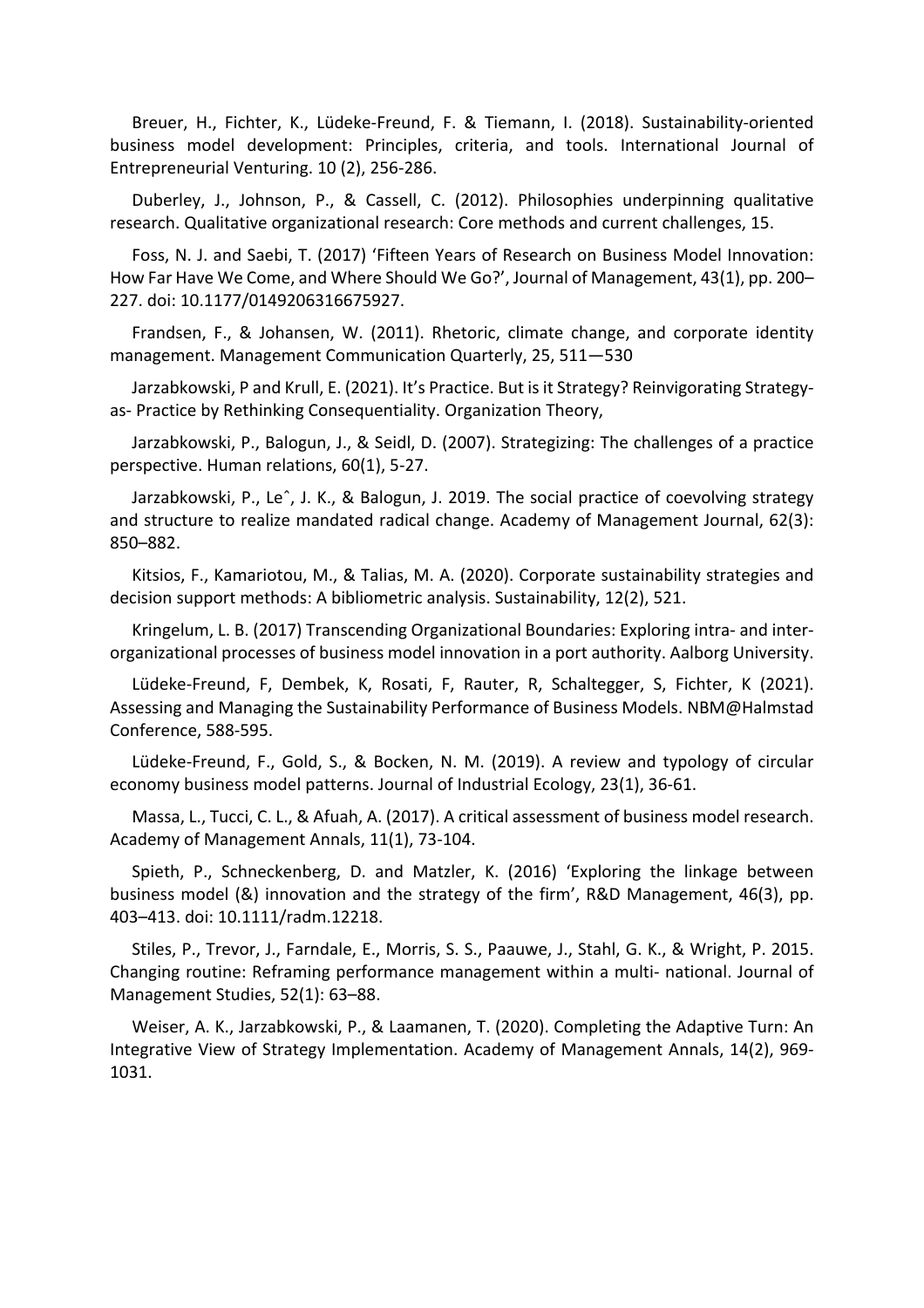Breuer, H., Fichter, K., Lüdeke-Freund, F. & Tiemann, I. (2018). Sustainability-oriented business model development: Principles, criteria, and tools. International Journal of Entrepreneurial Venturing. 10 (2), 256-286.

Duberley, J., Johnson, P., & Cassell, C. (2012). Philosophies underpinning qualitative research. Qualitative organizational research: Core methods and current challenges, 15.

Foss, N. J. and Saebi, T. (2017) 'Fifteen Years of Research on Business Model Innovation: How Far Have We Come, and Where Should We Go?', Journal of Management, 43(1), pp. 200–227. doi: 10.1177/0149206316675927.

Frandsen, F., & Johansen, W. (2011). Rhetoric, climate change, and corporate identity management. Management Communication Quarterly, 25, 511—530

Jarzabkowski, P and Krull, E. (2021). It's Practice. But is it Strategy? Reinvigorating Strategy-as- Practice by Rethinking Consequentiality. Organization Theory,

Jarzabkowski, P., Balogun, J., & Seidl, D. (2007). Strategizing: The challenges of a practice perspective. Human relations, 60(1), 5-27.

Jarzabkowski, P., Leˆ, J. K., & Balogun, J. 2019. The social practice of coevolving strategy and structure to realize mandated radical change. Academy of Management Journal, 62(3): 850–882.

Kitsios, F., Kamariotou, M., & Talias, M. A. (2020). Corporate sustainability strategies and decision support methods: A bibliometric analysis. Sustainability, 12(2), 521.

Kringelum, L. B. (2017) Transcending Organizational Boundaries: Exploring intra- and inter-organizational processes of business model innovation in a port authority. Aalborg University.

Lüdeke-Freund, F, Dembek, K, Rosati, F, Rauter, R, Schaltegger, S, Fichter, K (2021). Assessing and Managing the Sustainability Performance of Business Models. NBM@Halmstad Conference, 588-595.

Lüdeke-Freund, F., Gold, S., & Bocken, N. M. (2019). A review and typology of circular economy business model patterns. Journal of Industrial Ecology, 23(1), 36-61.

Massa, L., Tucci, C. L., & Afuah, A. (2017). A critical assessment of business model research. Academy of Management Annals, 11(1), 73-104.

Spieth, P., Schneckenberg, D. and Matzler, K. (2016) 'Exploring the linkage between business model (&) innovation and the strategy of the firm', R&D Management, 46(3), pp. 403–413. doi: 10.1111/radm.12218.

Stiles, P., Trevor, J., Farndale, E., Morris, S. S., Paauwe, J., Stahl, G. K., & Wright, P. 2015. Changing routine: Reframing performance management within a multi- national. Journal of Management Studies, 52(1): 63–88.

Weiser, A. K., Jarzabkowski, P., & Laamanen, T. (2020). Completing the Adaptive Turn: An Integrative View of Strategy Implementation. Academy of Management Annals, 14(2), 969-1031.